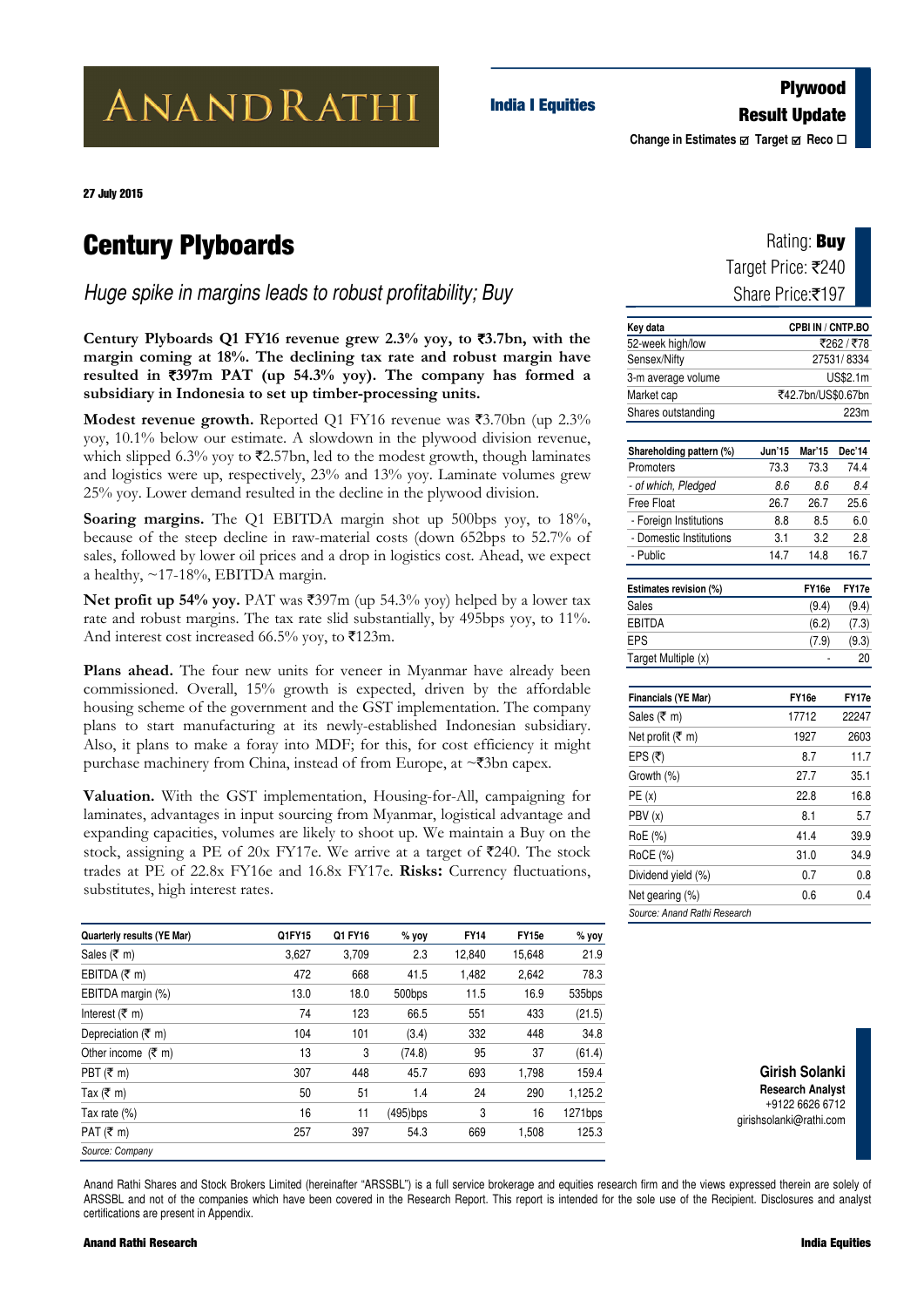ANANDRATHI

India I Equities

**Plywood**
**Result Update**

**Change in Estimates ☑ Target ☑ Reco ☐**

**27 July 2015**

# Century Plyboards

*Huge spike in margins leads to robust profitability; Buy*

Rating: **Buy**
Target Price: ₹240
Share Price:₹197

**Century Plyboards Q1 FY16 revenue grew 2.3% yoy, to ₹3.7bn, with the margin coming at 18%. The declining tax rate and robust margin have resulted in ₹397m PAT (up 54.3% yoy). The company has formed a subsidiary in Indonesia to set up timber-processing units.**

**Modest revenue growth.** Reported Q1 FY16 revenue was ₹3.70bn (up 2.3% yoy, 10.1% below our estimate. A slowdown in the plywood division revenue, which slipped 6.3% yoy to ₹2.57bn, led to the modest growth, though laminates and logistics were up, respectively, 23% and 13% yoy. Laminate volumes grew 25% yoy. Lower demand resulted in the decline in the plywood division.

**Soaring margins.** The Q1 EBITDA margin shot up 500bps yoy, to 18%, because of the steep decline in raw-material costs (down 652bps to 52.7% of sales, followed by lower oil prices and a drop in logistics cost. Ahead, we expect a healthy, ~17-18%, EBITDA margin.

**Net profit up 54% yoy.** PAT was ₹397m (up 54.3% yoy) helped by a lower tax rate and robust margins. The tax rate slid substantially, by 495bps yoy, to 11%. And interest cost increased 66.5% yoy, to ₹123m.

**Plans ahead.** The four new units for veneer in Myanmar have already been commissioned. Overall, 15% growth is expected, driven by the affordable housing scheme of the government and the GST implementation. The company plans to start manufacturing at its newly-established Indonesian subsidiary. Also, it plans to make a foray into MDF; for this, for cost efficiency it might purchase machinery from China, instead of from Europe, at ~₹3bn capex.

**Valuation.** With the GST implementation, Housing-for-All, campaigning for laminates, advantages in input sourcing from Myanmar, logistical advantage and expanding capacities, volumes are likely to shoot up. We maintain a Buy on the stock, assigning a PE of 20x FY17e. We arrive at a target of ₹240. The stock trades at PE of 22.8x FY16e and 16.8x FY17e. **Risks:** Currency fluctuations, substitutes, high interest rates.

| Quarterly results (YE Mar) | Q1FY15 | Q1 FY16 | % yoy | FY14 | FY15e | % yoy |
|---|---|---|---|---|---|---|
| Sales (₹ m) | 3,627 | 3,709 | 2.3 | 12,840 | 15,648 | 21.9 |
| EBITDA (₹ m) | 472 | 668 | 41.5 | 1,482 | 2,642 | 78.3 |
| EBITDA margin (%) | 13.0 | 18.0 | 500bps | 11.5 | 16.9 | 535bps |
| Interest (₹ m) | 74 | 123 | 66.5 | 551 | 433 | (21.5) |
| Depreciation (₹ m) | 104 | 101 | (3.4) | 332 | 448 | 34.8 |
| Other income (₹ m) | 13 | 3 | (74.8) | 95 | 37 | (61.4) |
| PBT (₹ m) | 307 | 448 | 45.7 | 693 | 1,798 | 159.4 |
| Tax (₹ m) | 50 | 51 | 1.4 | 24 | 290 | 1,125.2 |
| Tax rate (%) | 16 | 11 | (495)bps | 3 | 16 | 1271bps |
| PAT (₹ m) | 257 | 397 | 54.3 | 669 | 1,508 | 125.3 |

*Source: Company*

| Key data | CPBI IN / CNTP.BO |
|---|---|
| 52-week high/low | ₹262 / ₹78 |
| Sensex/Nifty | 27531/ 8334 |
| 3-m average volume | US$2.1m |
| Market cap | ₹42.7bn/US$0.67bn |
| Shares outstanding | 223m |

| Shareholding pattern (%) | Jun'15 | Mar'15 | Dec'14 |
|---|---|---|---|
| Promoters | 73.3 | 73.3 | 74.4 |
| *- of which, Pledged* | *8.6* | *8.6* | *8.4* |
| Free Float | 26.7 | 26.7 | 25.6 |
| - Foreign Institutions | 8.8 | 8.5 | 6.0 |
| - Domestic Institutions | 3.1 | 3.2 | 2.8 |
| - Public | 14.7 | 14.8 | 16.7 |

| Estimates revision (%) | FY16e | FY17e |
|---|---|---|
| Sales | (9.4) | (9.4) |
| EBITDA | (6.2) | (7.3) |
| EPS | (7.9) | (9.3) |
| Target Multiple (x) | - | 20 |

| Financials (YE Mar) | FY16e | FY17e |
|---|---|---|
| Sales (₹ m) | 17712 | 22247 |
| Net profit (₹ m) | 1927 | 2603 |
| EPS (₹) | 8.7 | 11.7 |
| Growth (%) | 27.7 | 35.1 |
| PE (x) | 22.8 | 16.8 |
| PBV (x) | 8.1 | 5.7 |
| RoE (%) | 41.4 | 39.9 |
| RoCE (%) | 31.0 | 34.9 |
| Dividend yield (%) | 0.7 | 0.8 |
| Net gearing (%) | 0.6 | 0.4 |

*Source: Anand Rathi Research*

**Girish Solanki**
**Research Analyst**
+9122 6626 6712
girishsolanki@rathi.com

Anand Rathi Shares and Stock Brokers Limited (hereinafter "ARSSBL") is a full service brokerage and equities research firm and the views expressed therein are solely of ARSSBL and not of the companies which have been covered in the Research Report. This report is intended for the sole use of the Recipient. Disclosures and analyst certifications are present in Appendix.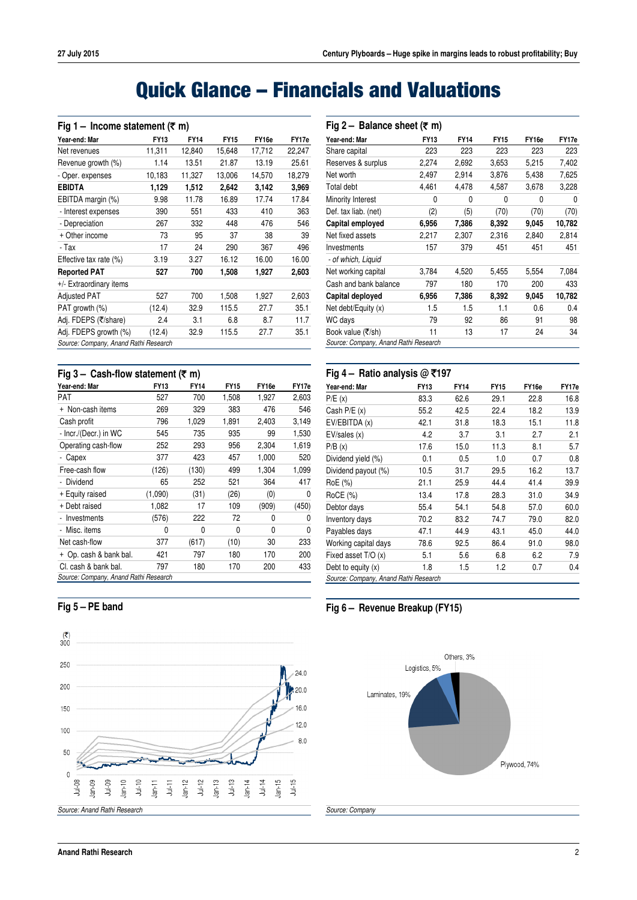# Quick Glance – Financials and Valuations

### Fig 1 – Income statement (₹ m)

| Year-end: Mar | FY13 | FY14 | FY15 | FY16e | FY17e |
|---|---|---|---|---|---|
| Net revenues | 11,311 | 12,840 | 15,648 | 17,712 | 22,247 |
| Revenue growth (%) | 1.14 | 13.51 | 21.87 | 13.19 | 25.61 |
| - Oper. expenses | 10,183 | 11,327 | 13,006 | 14,570 | 18,279 |
| **EBIDTA** | **1,129** | **1,512** | **2,642** | **3,142** | **3,969** |
| EBITDA margin (%) | 9.98 | 11.78 | 16.89 | 17.74 | 17.84 |
| - Interest expenses | 390 | 551 | 433 | 410 | 363 |
| - Depreciation | 267 | 332 | 448 | 476 | 546 |
| + Other income | 73 | 95 | 37 | 38 | 39 |
| - Tax | 17 | 24 | 290 | 367 | 496 |
| Effective tax rate (%) | 3.19 | 3.27 | 16.12 | 16.00 | 16.00 |
| **Reported PAT** | **527** | **700** | **1,508** | **1,927** | **2,603** |
| +/- Extraordinary items | | | | | |
| Adjusted PAT | 527 | 700 | 1,508 | 1,927 | 2,603 |
| PAT growth (%) | (12.4) | 32.9 | 115.5 | 27.7 | 35.1 |
| Adj. FDEPS (₹/share) | 2.4 | 3.1 | 6.8 | 8.7 | 11.7 |
| Adj. FDEPS growth (%) | (12.4) | 32.9 | 115.5 | 27.7 | 35.1 |

*Source: Company, Anand Rathi Research*

### Fig 2 – Balance sheet (₹ m)

| Year-end: Mar | FY13 | FY14 | FY15 | FY16e | FY17e |
|---|---|---|---|---|---|
| Share capital | 223 | 223 | 223 | 223 | 223 |
| Reserves & surplus | 2,274 | 2,692 | 3,653 | 5,215 | 7,402 |
| Net worth | 2,497 | 2,914 | 3,876 | 5,438 | 7,625 |
| Total debt | 4,461 | 4,478 | 4,587 | 3,678 | 3,228 |
| Minority Interest | 0 | 0 | 0 | 0 | 0 |
| Def. tax liab. (net) | (2) | (5) | (70) | (70) | (70) |
| **Capital employed** | **6,956** | **7,386** | **8,392** | **9,045** | **10,782** |
| Net fixed assets | 2,217 | 2,307 | 2,316 | 2,840 | 2,814 |
| Investments | 157 | 379 | 451 | 451 | 451 |
| *- of which, Liquid* | | | | | |
| Net working capital | 3,784 | 4,520 | 5,455 | 5,554 | 7,084 |
| Cash and bank balance | 797 | 180 | 170 | 200 | 433 |
| **Capital deployed** | **6,956** | **7,386** | **8,392** | **9,045** | **10,782** |
| Net debt/Equity (x) | 1.5 | 1.5 | 1.1 | 0.6 | 0.4 |
| WC days | 79 | 92 | 86 | 91 | 98 |
| Book value (₹/sh) | 11 | 13 | 17 | 24 | 34 |

*Source: Company, Anand Rathi Research*

### Fig 3 – Cash-flow statement (₹ m)

| Year-end: Mar | FY13 | FY14 | FY15 | FY16e | FY17e |
|---|---|---|---|---|---|
| PAT | 527 | 700 | 1,508 | 1,927 | 2,603 |
| + Non-cash items | 269 | 329 | 383 | 476 | 546 |
| Cash profit | 796 | 1,029 | 1,891 | 2,403 | 3,149 |
| - Incr./(Decr.) in WC | 545 | 735 | 935 | 99 | 1,530 |
| Operating cash-flow | 252 | 293 | 956 | 2,304 | 1,619 |
| - Capex | 377 | 423 | 457 | 1,000 | 520 |
| Free-cash flow | (126) | (130) | 499 | 1,304 | 1,099 |
| - Dividend | 65 | 252 | 521 | 364 | 417 |
| + Equity raised | (1,090) | (31) | (26) | (0) | 0 |
| + Debt raised | 1,082 | 17 | 109 | (909) | (450) |
| - Investments | (576) | 222 | 72 | 0 | 0 |
| - Misc. items | 0 | 0 | 0 | 0 | 0 |
| Net cash-flow | 377 | (617) | (10) | 30 | 233 |
| + Op. cash & bank bal. | 421 | 797 | 180 | 170 | 200 |
| Cl. cash & bank bal. | 797 | 180 | 170 | 200 | 433 |

*Source: Company, Anand Rathi Research*

### Fig 4 – Ratio analysis @ ₹197

| Year-end: Mar | FY13 | FY14 | FY15 | FY16e | FY17e |
|---|---|---|---|---|---|
| P/E (x) | 83.3 | 62.6 | 29.1 | 22.8 | 16.8 |
| Cash P/E (x) | 55.2 | 42.5 | 22.4 | 18.2 | 13.9 |
| EV/EBITDA (x) | 42.1 | 31.8 | 18.3 | 15.1 | 11.8 |
| EV/sales (x) | 4.2 | 3.7 | 3.1 | 2.7 | 2.1 |
| P/B (x) | 17.6 | 15.0 | 11.3 | 8.1 | 5.7 |
| Dividend yield (%) | 0.1 | 0.5 | 1.0 | 0.7 | 0.8 |
| Dividend payout (%) | 10.5 | 31.7 | 29.5 | 16.2 | 13.7 |
| RoE (%) | 21.1 | 25.9 | 44.4 | 41.4 | 39.9 |
| RoCE (%) | 13.4 | 17.8 | 28.3 | 31.0 | 34.9 |
| Debtor days | 55.4 | 54.1 | 54.8 | 57.0 | 60.0 |
| Inventory days | 70.2 | 83.2 | 74.7 | 79.0 | 82.0 |
| Payables days | 47.1 | 44.9 | 43.1 | 45.0 | 44.0 |
| Working capital days | 78.6 | 92.5 | 86.4 | 91.0 | 98.0 |
| Fixed asset T/O (x) | 5.1 | 5.6 | 6.8 | 6.2 | 7.9 |
| Debt to equity (x) | 1.8 | 1.5 | 1.2 | 0.7 | 0.4 |

*Source: Company, Anand Rathi Research*

### Fig 5 – PE band

*Source: Anand Rathi Research*

### Fig 6 – Revenue Breakup (FY15)

*Source: Company*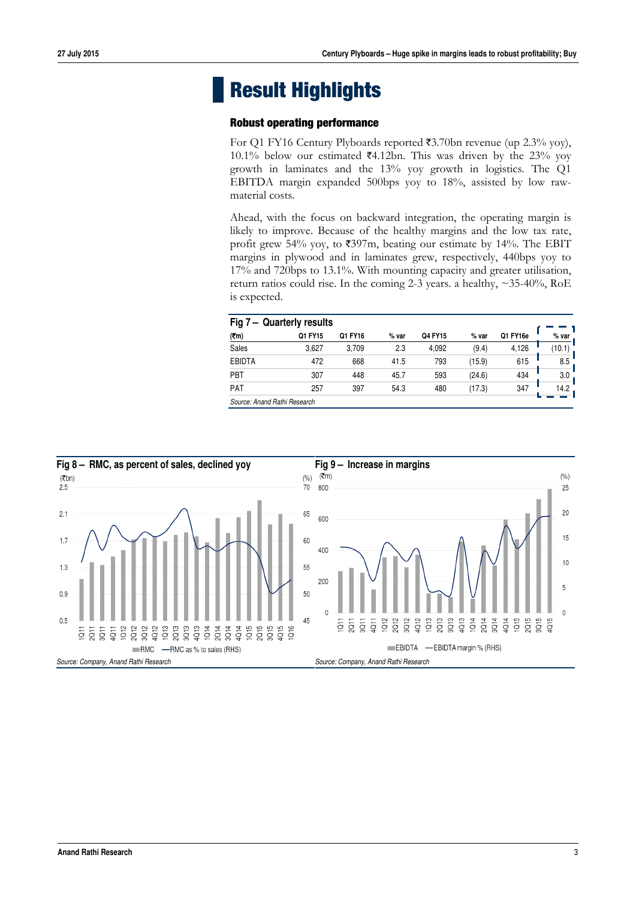# Result Highlights

## Robust operating performance

For Q1 FY16 Century Plyboards reported ₹3.70bn revenue (up 2.3% yoy), 10.1% below our estimated ₹4.12bn. This was driven by the 23% yoy growth in laminates and the 13% yoy growth in logistics. The Q1 EBITDA margin expanded 500bps yoy to 18%, assisted by low raw-material costs.

Ahead, with the focus on backward integration, the operating margin is likely to improve. Because of the healthy margins and the low tax rate, profit grew 54% yoy, to ₹397m, beating our estimate by 14%. The EBIT margins in plywood and in laminates grew, respectively, 440bps yoy to 17% and 720bps to 13.1%. With mounting capacity and greater utilisation, return ratios could rise. In the coming 2-3 years. a healthy, ~35-40%, RoE is expected.

**Fig 7 – Quarterly results**

| (₹m) | Q1 FY15 | Q1 FY16 | % var | Q4 FY15 | % var | Q1 FY16e | % var |
|---|---|---|---|---|---|---|---|
| Sales | 3,627 | 3,709 | 2.3 | 4,092 | (9.4) | 4,126 | (10.1) |
| EBIDTA | 472 | 668 | 41.5 | 793 | (15.9) | 615 | 8.5 |
| PBT | 307 | 448 | 45.7 | 593 | (24.6) | 434 | 3.0 |
| PAT | 257 | 397 | 54.3 | 480 | (17.3) | 347 | 14.2 |

*Source: Anand Rathi Research*

**Fig 8 – RMC, as percent of sales, declined yoy**

*Source: Company, Anand Rathi Research*

**Fig 9 – Increase in margins**

*Source: Company, Anand Rathi Research*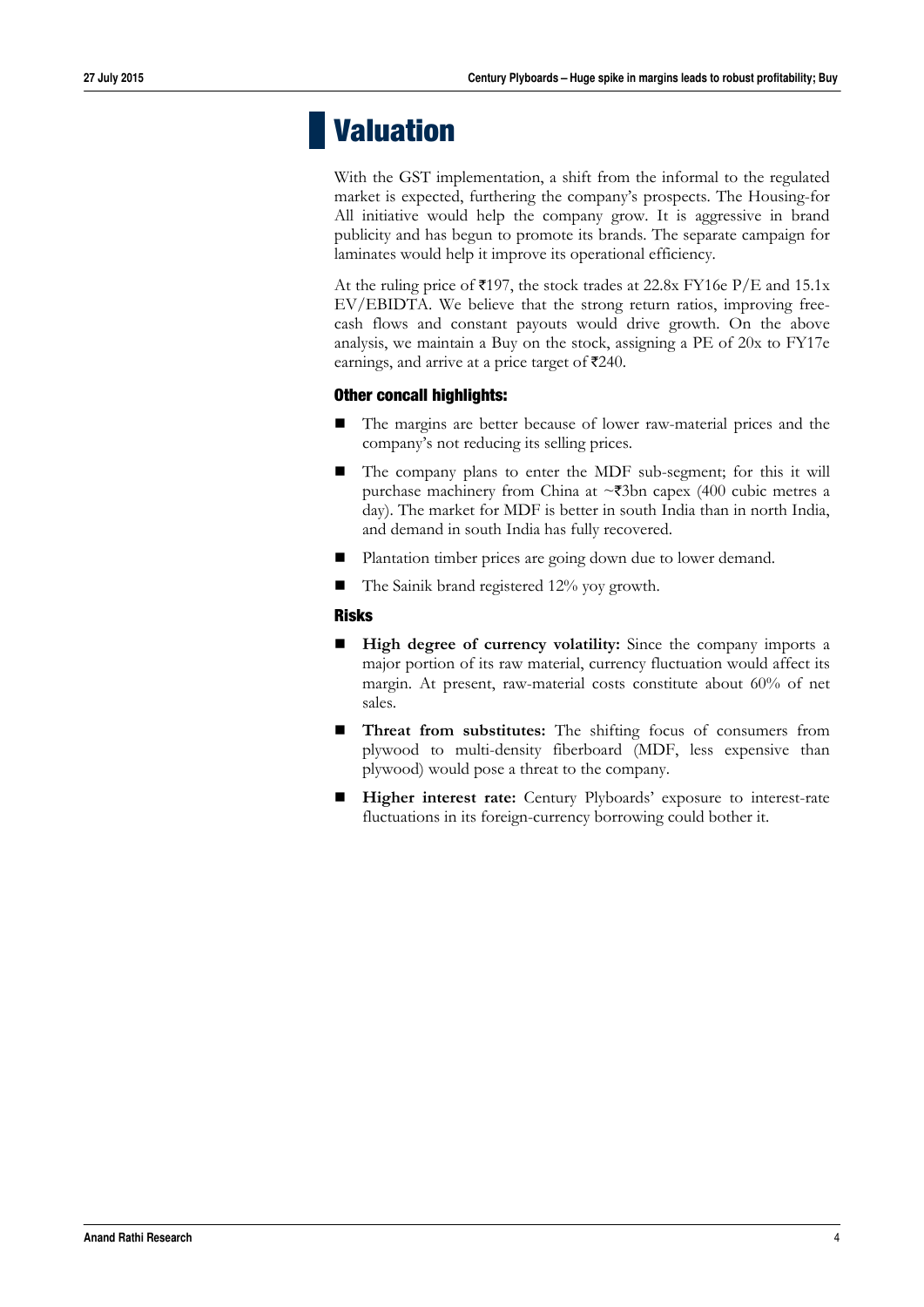# Valuation

With the GST implementation, a shift from the informal to the regulated market is expected, furthering the company's prospects. The Housing-for All initiative would help the company grow. It is aggressive in brand publicity and has begun to promote its brands. The separate campaign for laminates would help it improve its operational efficiency.

At the ruling price of ₹197, the stock trades at 22.8x FY16e P/E and 15.1x EV/EBIDTA. We believe that the strong return ratios, improving free-cash flows and constant payouts would drive growth. On the above analysis, we maintain a Buy on the stock, assigning a PE of 20x to FY17e earnings, and arrive at a price target of ₹240.

### Other concall highlights:

- The margins are better because of lower raw-material prices and the company's not reducing its selling prices.
- The company plans to enter the MDF sub-segment; for this it will purchase machinery from China at ~₹3bn capex (400 cubic metres a day). The market for MDF is better in south India than in north India, and demand in south India has fully recovered.
- Plantation timber prices are going down due to lower demand.
- The Sainik brand registered 12% yoy growth.

### Risks

- **High degree of currency volatility:** Since the company imports a major portion of its raw material, currency fluctuation would affect its margin. At present, raw-material costs constitute about 60% of net sales.
- **Threat from substitutes:** The shifting focus of consumers from plywood to multi-density fiberboard (MDF, less expensive than plywood) would pose a threat to the company.
- **Higher interest rate:** Century Plyboards' exposure to interest-rate fluctuations in its foreign-currency borrowing could bother it.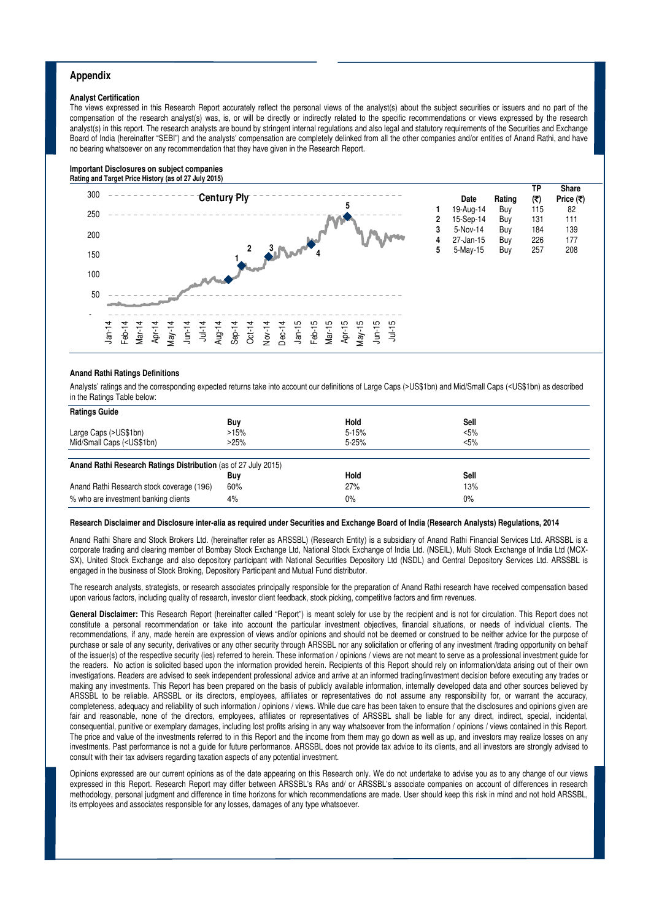## Appendix

### Analyst Certification

The views expressed in this Research Report accurately reflect the personal views of the analyst(s) about the subject securities or issuers and no part of the compensation of the research analyst(s) was, is, or will be directly or indirectly related to the specific recommendations or views expressed by the research analyst(s) in this report. The research analysts are bound by stringent internal regulations and also legal and statutory requirements of the Securities and Exchange Board of India (hereinafter "SEBI") and the analysts' compensation are completely delinked from all the other companies and/or entities of Anand Rathi, and have no bearing whatsoever on any recommendation that they have given in the Research Report.

### Important Disclosures on subject companies

**Rating and Target Price History (as of 27 July 2015)**

Century Ply

| | Date | Rating | TP (₹) | Share Price (₹) |
|---|---|---|---|---|
| 1 | 19-Aug-14 | Buy | 115 | 82 |
| 2 | 15-Sep-14 | Buy | 131 | 111 |
| 3 | 5-Nov-14 | Buy | 184 | 139 |
| 4 | 27-Jan-15 | Buy | 226 | 177 |
| 5 | 5-May-15 | Buy | 257 | 208 |

### Anand Rathi Ratings Definitions

Analysts' ratings and the corresponding expected returns take into account our definitions of Large Caps (>US$1bn) and Mid/Small Caps (<US$1bn) as described in the Ratings Table below:

| Ratings Guide | Buy | Hold | Sell |
|---|---|---|---|
| Large Caps (>US$1bn) | >15% | 5-15% | <5% |
| Mid/Small Caps (<US$1bn) | >25% | 5-25% | <5% |

| Anand Rathi Research Ratings Distribution (as of 27 July 2015) | Buy | Hold | Sell |
|---|---|---|---|
| Anand Rathi Research stock coverage (196) | 60% | 27% | 13% |
| % who are investment banking clients | 4% | 0% | 0% |

### Research Disclaimer and Disclosure inter-alia as required under Securities and Exchange Board of India (Research Analysts) Regulations, 2014

Anand Rathi Share and Stock Brokers Ltd. (hereinafter refer as ARSSBL) (Research Entity) is a subsidiary of Anand Rathi Financial Services Ltd. ARSSBL is a corporate trading and clearing member of Bombay Stock Exchange Ltd, National Stock Exchange of India Ltd. (NSEIL), Multi Stock Exchange of India Ltd (MCX-SX), United Stock Exchange and also depository participant with National Securities Depository Ltd (NSDL) and Central Depository Services Ltd. ARSSBL is engaged in the business of Stock Broking, Depository Participant and Mutual Fund distributor.

The research analysts, strategists, or research associates principally responsible for the preparation of Anand Rathi research have received compensation based upon various factors, including quality of research, investor client feedback, stock picking, competitive factors and firm revenues.

**General Disclaimer:** This Research Report (hereinafter called "Report") is meant solely for use by the recipient and is not for circulation. This Report does not constitute a personal recommendation or take into account the particular investment objectives, financial situations, or needs of individual clients. The recommendations, if any, made herein are expression of views and/or opinions and should not be deemed or construed to be neither advice for the purpose of purchase or sale of any security, derivatives or any other security through ARSSBL nor any solicitation or offering of any investment /trading opportunity on behalf of the issuer(s) of the respective security (ies) referred to herein. These information / opinions / views are not meant to serve as a professional investment guide for the readers. No action is solicited based upon the information provided herein. Recipients of this Report should rely on information/data arising out of their own investigations. Readers are advised to seek independent professional advice and arrive at an informed trading/investment decision before executing any trades or making any investments. This Report has been prepared on the basis of publicly available information, internally developed data and other sources believed by ARSSBL to be reliable. ARSSBL or its directors, employees, affiliates or representatives do not assume any responsibility for, or warrant the accuracy, completeness, adequacy and reliability of such information / opinions / views. While due care has been taken to ensure that the disclosures and opinions given are fair and reasonable, none of the directors, employees, affiliates or representatives of ARSSBL shall be liable for any direct, indirect, special, incidental, consequential, punitive or exemplary damages, including lost profits arising in any way whatsoever from the information / opinions / views contained in this Report. The price and value of the investments referred to in this Report and the income from them may go down as well as up, and investors may realize losses on any investments. Past performance is not a guide for future performance. ARSSBL does not provide tax advice to its clients, and all investors are strongly advised to consult with their tax advisers regarding taxation aspects of any potential investment.

Opinions expressed are our current opinions as of the date appearing on this Research only. We do not undertake to advise you as to any change of our views expressed in this Report. Research Report may differ between ARSSBL's RAs and/ or ARSSBL's associate companies on account of differences in research methodology, personal judgment and difference in time horizons for which recommendations are made. User should keep this risk in mind and not hold ARSSBL, its employees and associates responsible for any losses, damages of any type whatsoever.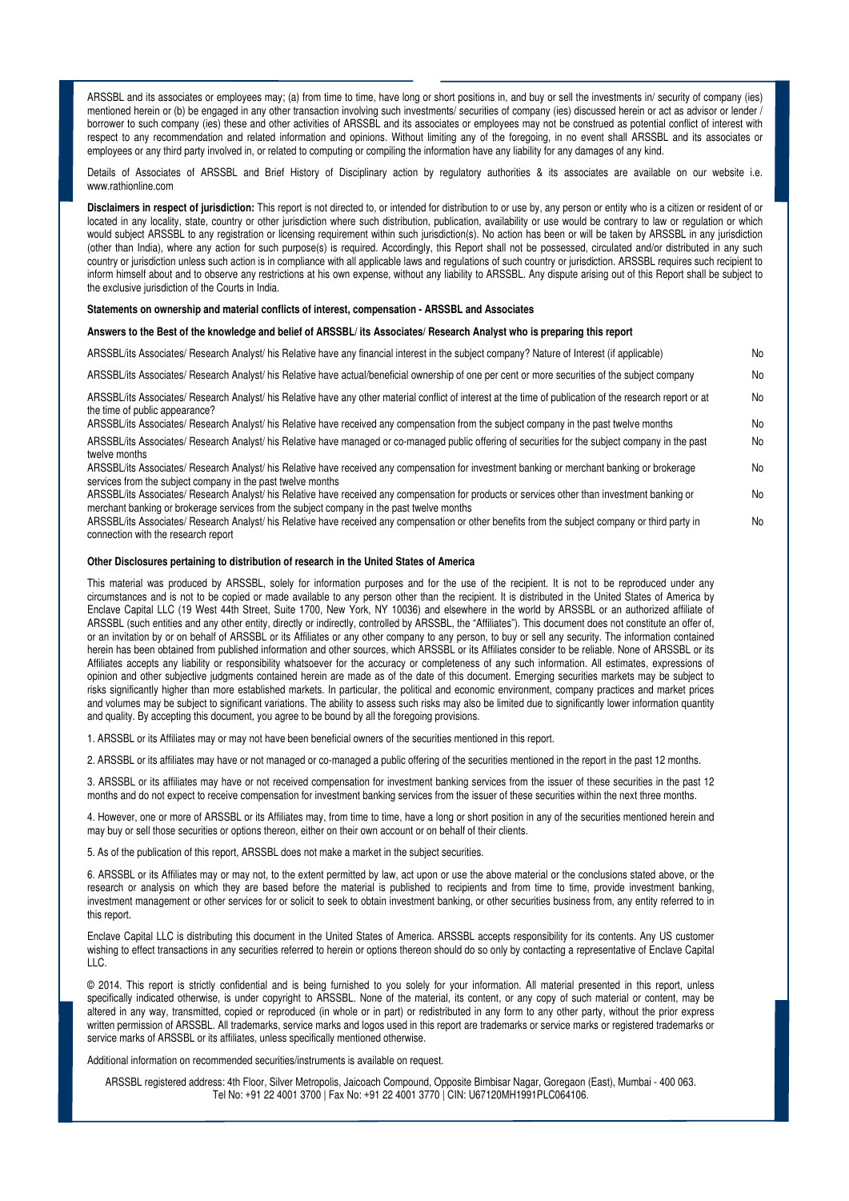ARSSBL and its associates or employees may; (a) from time to time, have long or short positions in, and buy or sell the investments in/ security of company (ies) mentioned herein or (b) be engaged in any other transaction involving such investments/ securities of company (ies) discussed herein or act as advisor or lender / borrower to such company (ies) these and other activities of ARSSBL and its associates or employees may not be construed as potential conflict of interest with respect to any recommendation and related information and opinions. Without limiting any of the foregoing, in no event shall ARSSBL and its associates or employees or any third party involved in, or related to computing or compiling the information have any liability for any damages of any kind.

Details of Associates of ARSSBL and Brief History of Disciplinary action by regulatory authorities & its associates are available on our website i.e. www.rathionline.com

**Disclaimers in respect of jurisdiction:** This report is not directed to, or intended for distribution to or use by, any person or entity who is a citizen or resident of or located in any locality, state, country or other jurisdiction where such distribution, publication, availability or use would be contrary to law or regulation or which would subject ARSSBL to any registration or licensing requirement within such jurisdiction(s). No action has been or will be taken by ARSSBL in any jurisdiction (other than India), where any action for such purpose(s) is required. Accordingly, this Report shall not be possessed, circulated and/or distributed in any such country or jurisdiction unless such action is in compliance with all applicable laws and regulations of such country or jurisdiction. ARSSBL requires such recipient to inform himself about and to observe any restrictions at his own expense, without any liability to ARSSBL. Any dispute arising out of this Report shall be subject to the exclusive jurisdiction of the Courts in India.

**Statements on ownership and material conflicts of interest, compensation - ARSSBL and Associates**

**Answers to the Best of the knowledge and belief of ARSSBL/ its Associates/ Research Analyst who is preparing this report**

| | |
|---|---|
| ARSSBL/its Associates/ Research Analyst/ his Relative have any financial interest in the subject company? Nature of Interest (if applicable) | No |
| ARSSBL/its Associates/ Research Analyst/ his Relative have actual/beneficial ownership of one per cent or more securities of the subject company | No |
| ARSSBL/its Associates/ Research Analyst/ his Relative have any other material conflict of interest at the time of publication of the research report or at the time of public appearance? | No |
| ARSSBL/its Associates/ Research Analyst/ his Relative have received any compensation from the subject company in the past twelve months | No |
| ARSSBL/its Associates/ Research Analyst/ his Relative have managed or co-managed public offering of securities for the subject company in the past twelve months | No |
| ARSSBL/its Associates/ Research Analyst/ his Relative have received any compensation for investment banking or merchant banking or brokerage services from the subject company in the past twelve months | No |
| ARSSBL/its Associates/ Research Analyst/ his Relative have received any compensation for products or services other than investment banking or merchant banking or brokerage services from the subject company in the past twelve months | No |
| ARSSBL/its Associates/ Research Analyst/ his Relative have received any compensation or other benefits from the subject company or third party in connection with the research report | No |

**Other Disclosures pertaining to distribution of research in the United States of America**

This material was produced by ARSSBL, solely for information purposes and for the use of the recipient. It is not to be reproduced under any circumstances and is not to be copied or made available to any person other than the recipient. It is distributed in the United States of America by Enclave Capital LLC (19 West 44th Street, Suite 1700, New York, NY 10036) and elsewhere in the world by ARSSBL or an authorized affiliate of ARSSBL (such entities and any other entity, directly or indirectly, controlled by ARSSBL, the "Affiliates"). This document does not constitute an offer of, or an invitation by or on behalf of ARSSBL or its Affiliates or any other company to any person, to buy or sell any security. The information contained herein has been obtained from published information and other sources, which ARSSBL or its Affiliates consider to be reliable. None of ARSSBL or its Affiliates accepts any liability or responsibility whatsoever for the accuracy or completeness of any such information. All estimates, expressions of opinion and other subjective judgments contained herein are made as of the date of this document. Emerging securities markets may be subject to risks significantly higher than more established markets. In particular, the political and economic environment, company practices and market prices and volumes may be subject to significant variations. The ability to assess such risks may also be limited due to significantly lower information quantity and quality. By accepting this document, you agree to be bound by all the foregoing provisions.

1. ARSSBL or its Affiliates may or may not have been beneficial owners of the securities mentioned in this report.

2. ARSSBL or its affiliates may have or not managed or co-managed a public offering of the securities mentioned in the report in the past 12 months.

3. ARSSBL or its affiliates may have or not received compensation for investment banking services from the issuer of these securities in the past 12 months and do not expect to receive compensation for investment banking services from the issuer of these securities within the next three months.

4. However, one or more of ARSSBL or its Affiliates may, from time to time, have a long or short position in any of the securities mentioned herein and may buy or sell those securities or options thereon, either on their own account or on behalf of their clients.

5. As of the publication of this report, ARSSBL does not make a market in the subject securities.

6. ARSSBL or its Affiliates may or may not, to the extent permitted by law, act upon or use the above material or the conclusions stated above, or the research or analysis on which they are based before the material is published to recipients and from time to time, provide investment banking, investment management or other services for or solicit to seek to obtain investment banking, or other securities business from, any entity referred to in this report.

Enclave Capital LLC is distributing this document in the United States of America. ARSSBL accepts responsibility for its contents. Any US customer wishing to effect transactions in any securities referred to herein or options thereon should do so only by contacting a representative of Enclave Capital LLC.

© 2014. This report is strictly confidential and is being furnished to you solely for your information. All material presented in this report, unless specifically indicated otherwise, is under copyright to ARSSBL. None of the material, its content, or any copy of such material or content, may be altered in any way, transmitted, copied or reproduced (in whole or in part) or redistributed in any form to any other party, without the prior express written permission of ARSSBL. All trademarks, service marks and logos used in this report are trademarks or service marks or registered trademarks or service marks of ARSSBL or its affiliates, unless specifically mentioned otherwise.

Additional information on recommended securities/instruments is available on request.

ARSSBL registered address: 4th Floor, Silver Metropolis, Jaicoach Compound, Opposite Bimbisar Nagar, Goregaon (East), Mumbai - 400 063.
Tel No: +91 22 4001 3700 | Fax No: +91 22 4001 3770 | CIN: U67120MH1991PLC064106.